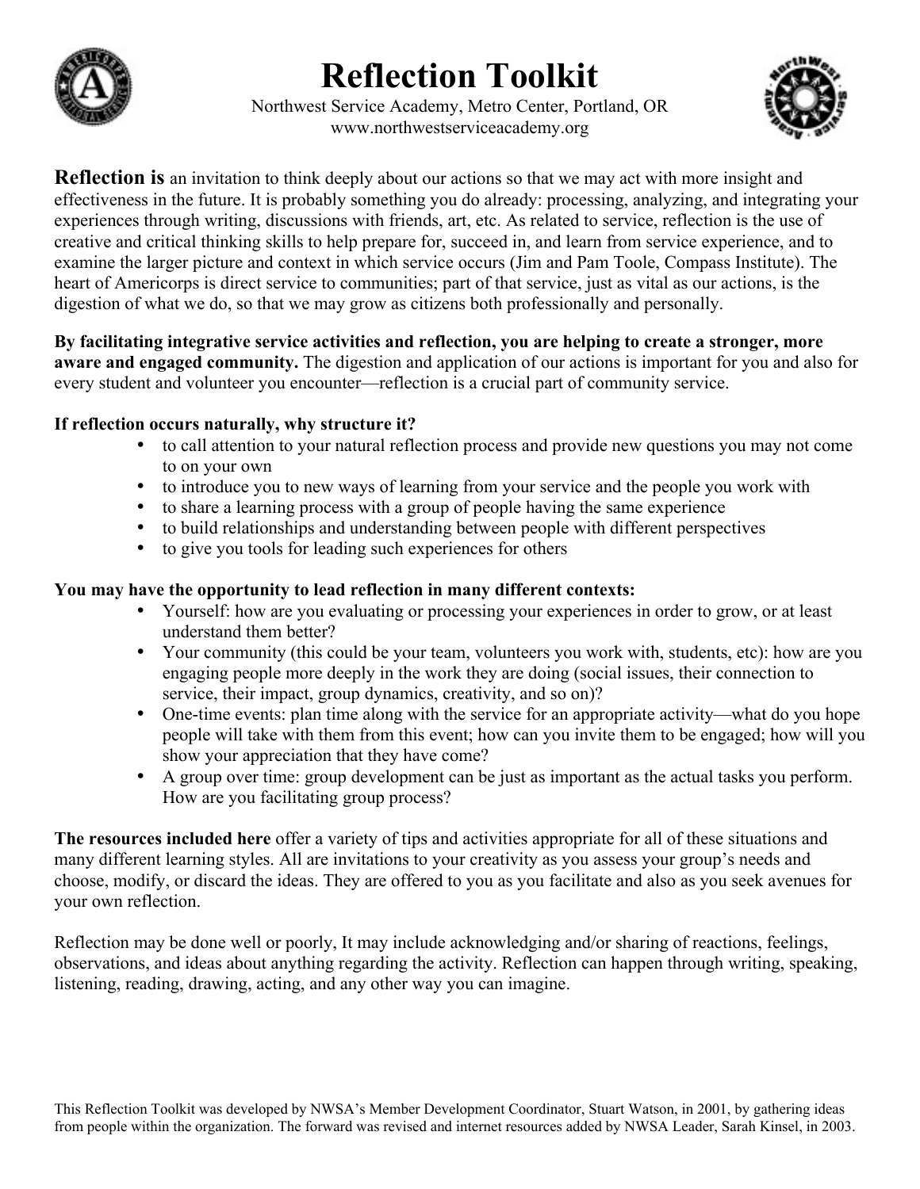# Reflection Toolkit

Northwest Service Academy, Metro Center, Portland, OR
www.northwestserviceacademy.org

**Reflection is** an invitation to think deeply about our actions so that we may act with more insight and effectiveness in the future. It is probably something you do already: processing, analyzing, and integrating your experiences through writing, discussions with friends, art, etc. As related to service, reflection is the use of creative and critical thinking skills to help prepare for, succeed in, and learn from service experience, and to examine the larger picture and context in which service occurs (Jim and Pam Toole, Compass Institute). The heart of Americorps is direct service to communities; part of that service, just as vital as our actions, is the digestion of what we do, so that we may grow as citizens both professionally and personally.

**By facilitating integrative service activities and reflection, you are helping to create a stronger, more aware and engaged community.** The digestion and application of our actions is important for you and also for every student and volunteer you encounter—reflection is a crucial part of community service.

**If reflection occurs naturally, why structure it?**

- to call attention to your natural reflection process and provide new questions you may not come to on your own
- to introduce you to new ways of learning from your service and the people you work with
- to share a learning process with a group of people having the same experience
- to build relationships and understanding between people with different perspectives
- to give you tools for leading such experiences for others

**You may have the opportunity to lead reflection in many different contexts:**

- Yourself: how are you evaluating or processing your experiences in order to grow, or at least understand them better?
- Your community (this could be your team, volunteers you work with, students, etc): how are you engaging people more deeply in the work they are doing (social issues, their connection to service, their impact, group dynamics, creativity, and so on)?
- One-time events: plan time along with the service for an appropriate activity—what do you hope people will take with them from this event; how can you invite them to be engaged; how will you show your appreciation that they have come?
- A group over time: group development can be just as important as the actual tasks you perform. How are you facilitating group process?

**The resources included here** offer a variety of tips and activities appropriate for all of these situations and many different learning styles. All are invitations to your creativity as you assess your group's needs and choose, modify, or discard the ideas. They are offered to you as you facilitate and also as you seek avenues for your own reflection.

Reflection may be done well or poorly, It may include acknowledging and/or sharing of reactions, feelings, observations, and ideas about anything regarding the activity. Reflection can happen through writing, speaking, listening, reading, drawing, acting, and any other way you can imagine.

This Reflection Toolkit was developed by NWSA's Member Development Coordinator, Stuart Watson, in 2001, by gathering ideas from people within the organization. The forward was revised and internet resources added by NWSA Leader, Sarah Kinsel, in 2003.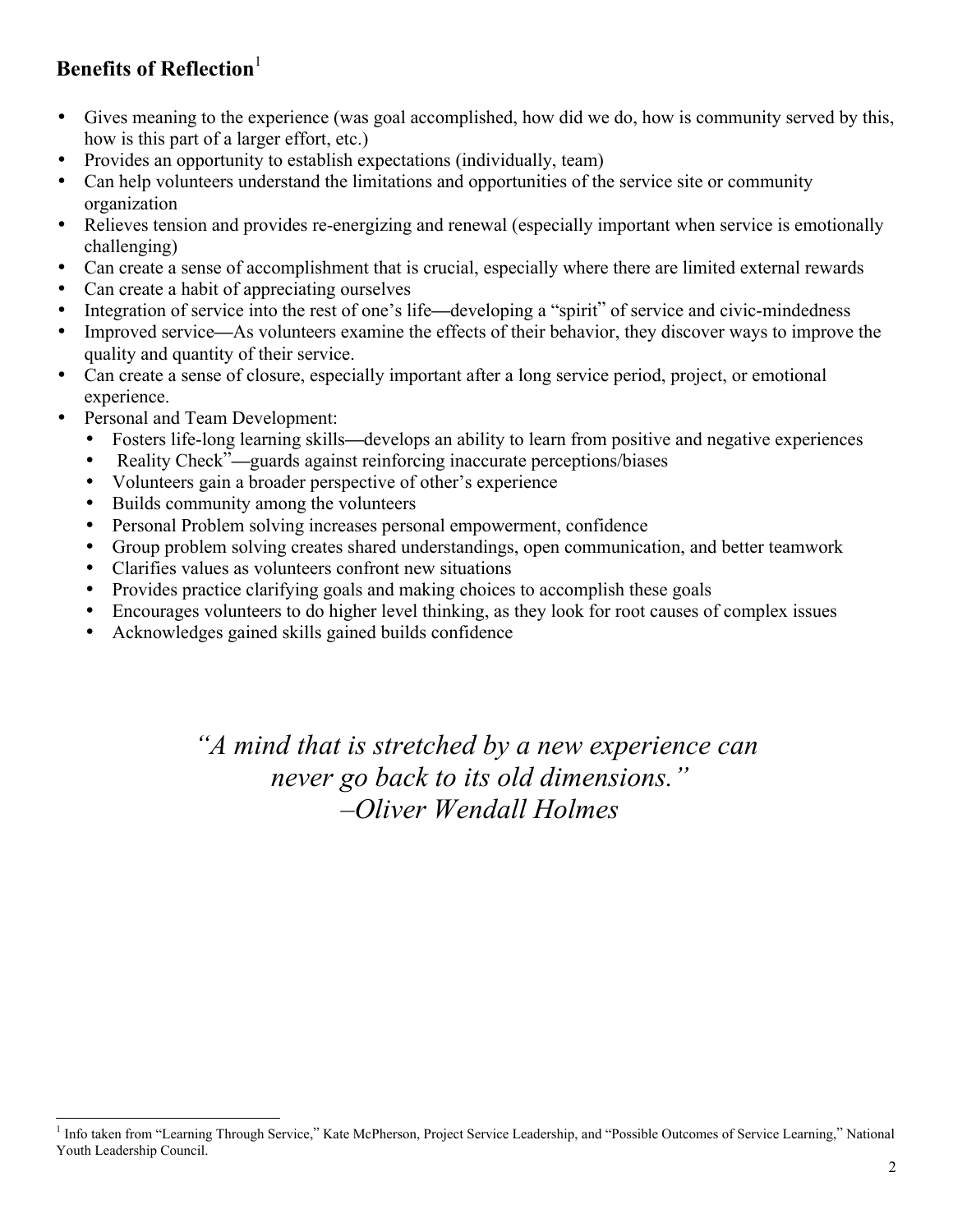## Benefits of Reflection[1]

- Gives meaning to the experience (was goal accomplished, how did we do, how is community served by this, how is this part of a larger effort, etc.)
- Provides an opportunity to establish expectations (individually, team)
- Can help volunteers understand the limitations and opportunities of the service site or community organization
- Relieves tension and provides re-energizing and renewal (especially important when service is emotionally challenging)
- Can create a sense of accomplishment that is crucial, especially where there are limited external rewards
- Can create a habit of appreciating ourselves
- Integration of service into the rest of one's life—developing a "spirit" of service and civic-mindedness
- Improved service—As volunteers examine the effects of their behavior, they discover ways to improve the quality and quantity of their service.
- Can create a sense of closure, especially important after a long service period, project, or emotional experience.
- Personal and Team Development:
  - Fosters life-long learning skills—develops an ability to learn from positive and negative experiences
  - Reality Check"—guards against reinforcing inaccurate perceptions/biases
  - Volunteers gain a broader perspective of other's experience
  - Builds community among the volunteers
  - Personal Problem solving increases personal empowerment, confidence
  - Group problem solving creates shared understandings, open communication, and better teamwork
  - Clarifies values as volunteers confront new situations
  - Provides practice clarifying goals and making choices to accomplish these goals
  - Encourages volunteers to do higher level thinking, as they look for root causes of complex issues
  - Acknowledges gained skills gained builds confidence

*"A mind that is stretched by a new experience can never go back to its old dimensions." –Oliver Wendall Holmes*

[1] Info taken from "Learning Through Service," Kate McPherson, Project Service Leadership, and "Possible Outcomes of Service Learning," National Youth Leadership Council.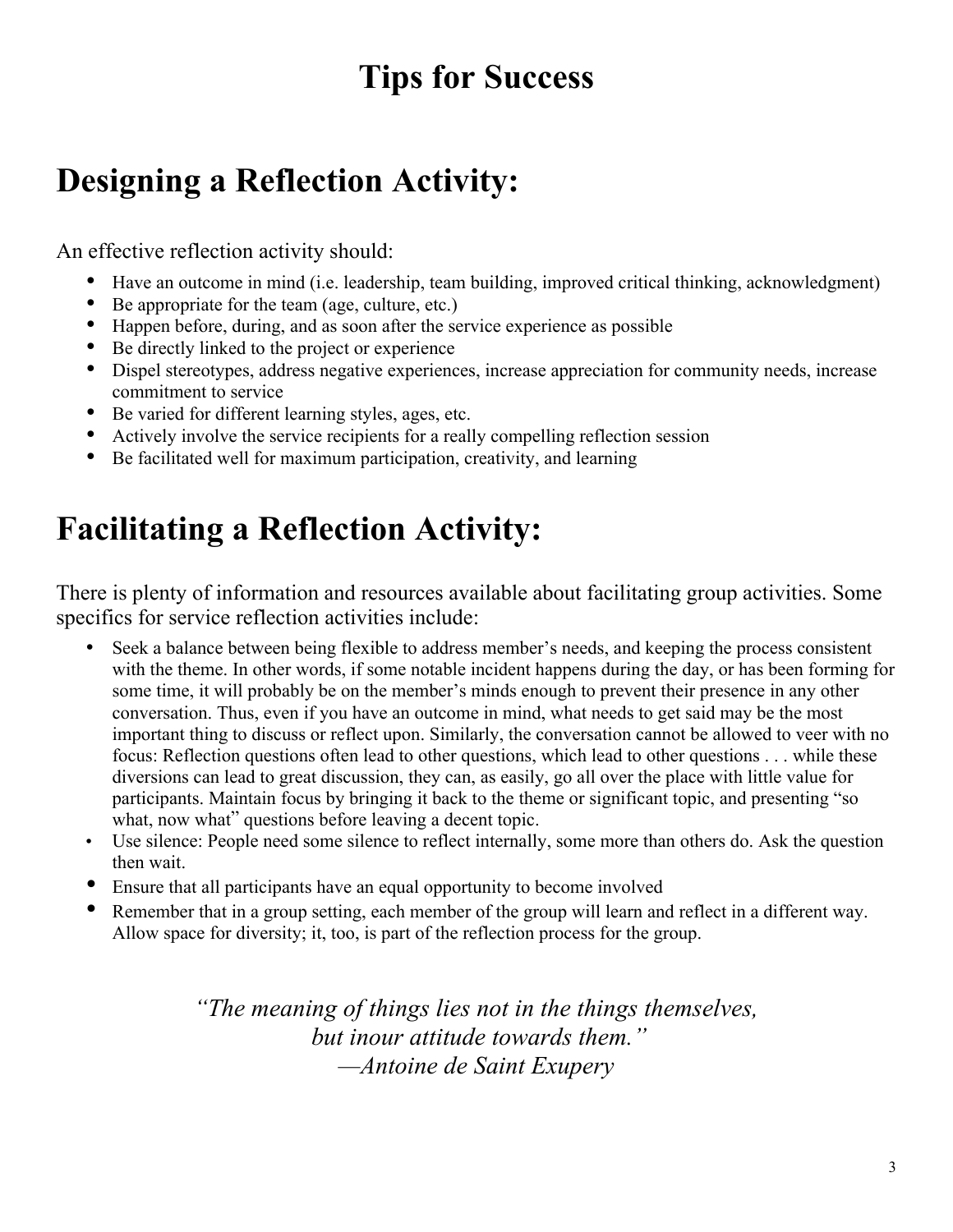# Tips for Success

## Designing a Reflection Activity:

An effective reflection activity should:

- Have an outcome in mind (i.e. leadership, team building, improved critical thinking, acknowledgment)
- Be appropriate for the team (age, culture, etc.)
- Happen before, during, and as soon after the service experience as possible
- Be directly linked to the project or experience
- Dispel stereotypes, address negative experiences, increase appreciation for community needs, increase commitment to service
- Be varied for different learning styles, ages, etc.
- Actively involve the service recipients for a really compelling reflection session
- Be facilitated well for maximum participation, creativity, and learning

## Facilitating a Reflection Activity:

There is plenty of information and resources available about facilitating group activities. Some specifics for service reflection activities include:

- Seek a balance between being flexible to address member's needs, and keeping the process consistent with the theme. In other words, if some notable incident happens during the day, or has been forming for some time, it will probably be on the member's minds enough to prevent their presence in any other conversation. Thus, even if you have an outcome in mind, what needs to get said may be the most important thing to discuss or reflect upon. Similarly, the conversation cannot be allowed to veer with no focus: Reflection questions often lead to other questions, which lead to other questions . . . while these diversions can lead to great discussion, they can, as easily, go all over the place with little value for participants. Maintain focus by bringing it back to the theme or significant topic, and presenting "so what, now what" questions before leaving a decent topic.
- Use silence: People need some silence to reflect internally, some more than others do. Ask the question then wait.
- Ensure that all participants have an equal opportunity to become involved
- Remember that in a group setting, each member of the group will learn and reflect in a different way. Allow space for diversity; it, too, is part of the reflection process for the group.

*"The meaning of things lies not in the things themselves,*
*but inour attitude towards them."*
*—Antoine de Saint Exupery*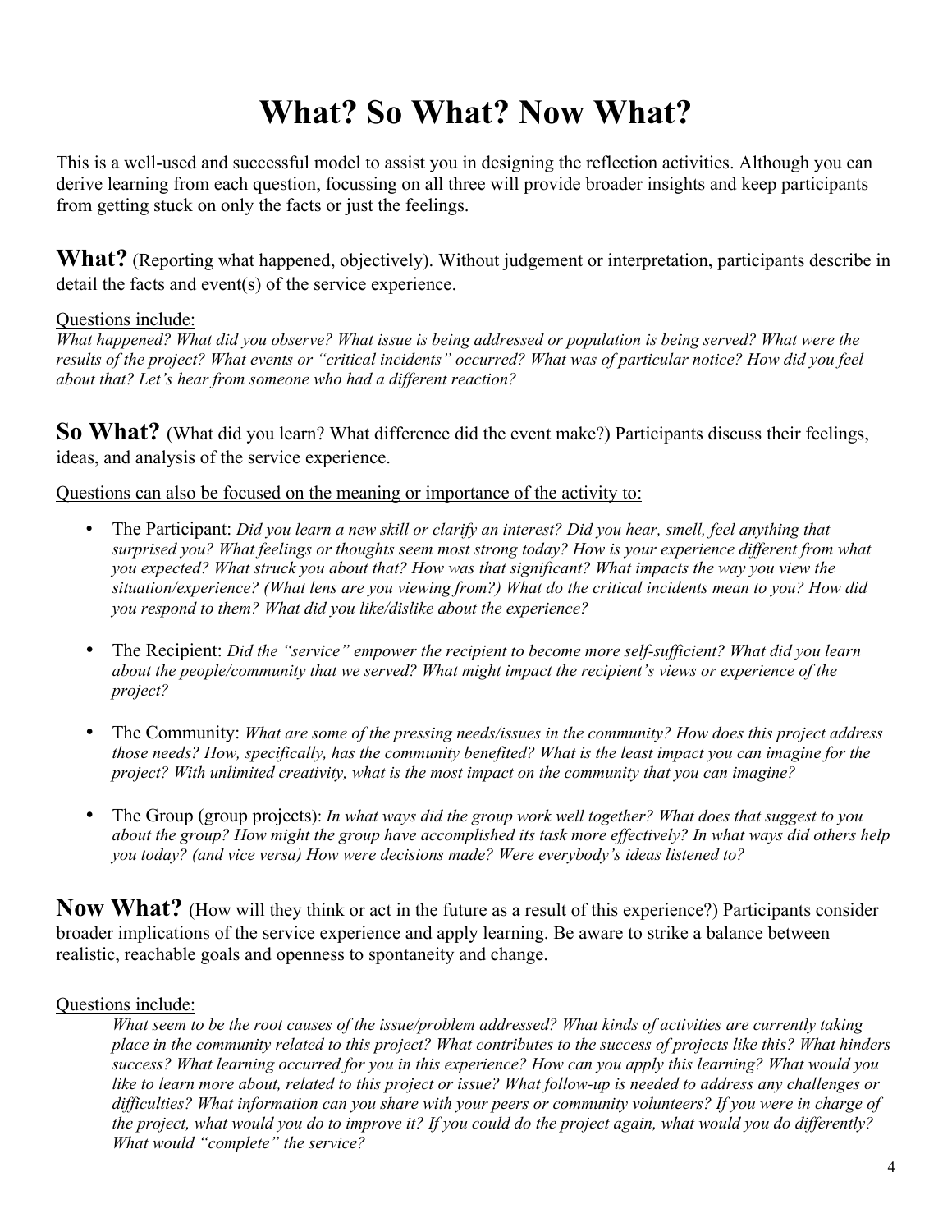# What? So What? Now What?

This is a well-used and successful model to assist you in designing the reflection activities. Although you can derive learning from each question, focussing on all three will provide broader insights and keep participants from getting stuck on only the facts or just the feelings.

**What?** (Reporting what happened, objectively). Without judgement or interpretation, participants describe in detail the facts and event(s) of the service experience.

Questions include:

*What happened? What did you observe? What issue is being addressed or population is being served? What were the results of the project? What events or "critical incidents" occurred? What was of particular notice? How did you feel about that? Let's hear from someone who had a different reaction?*

**So What?** (What did you learn? What difference did the event make?) Participants discuss their feelings, ideas, and analysis of the service experience.

Questions can also be focused on the meaning or importance of the activity to:

- The Participant: *Did you learn a new skill or clarify an interest? Did you hear, smell, feel anything that surprised you? What feelings or thoughts seem most strong today? How is your experience different from what you expected? What struck you about that? How was that significant? What impacts the way you view the situation/experience? (What lens are you viewing from?) What do the critical incidents mean to you? How did you respond to them? What did you like/dislike about the experience?*
- The Recipient: *Did the "service" empower the recipient to become more self-sufficient? What did you learn about the people/community that we served? What might impact the recipient's views or experience of the project?*
- The Community: *What are some of the pressing needs/issues in the community? How does this project address those needs? How, specifically, has the community benefited? What is the least impact you can imagine for the project? With unlimited creativity, what is the most impact on the community that you can imagine?*
- The Group (group projects): *In what ways did the group work well together? What does that suggest to you about the group? How might the group have accomplished its task more effectively? In what ways did others help you today? (and vice versa) How were decisions made? Were everybody's ideas listened to?*

**Now What?** (How will they think or act in the future as a result of this experience?) Participants consider broader implications of the service experience and apply learning. Be aware to strike a balance between realistic, reachable goals and openness to spontaneity and change.

Questions include:

*What seem to be the root causes of the issue/problem addressed? What kinds of activities are currently taking place in the community related to this project? What contributes to the success of projects like this? What hinders success? What learning occurred for you in this experience? How can you apply this learning? What would you like to learn more about, related to this project or issue? What follow-up is needed to address any challenges or difficulties? What information can you share with your peers or community volunteers? If you were in charge of the project, what would you do to improve it? If you could do the project again, what would you do differently? What would "complete" the service?*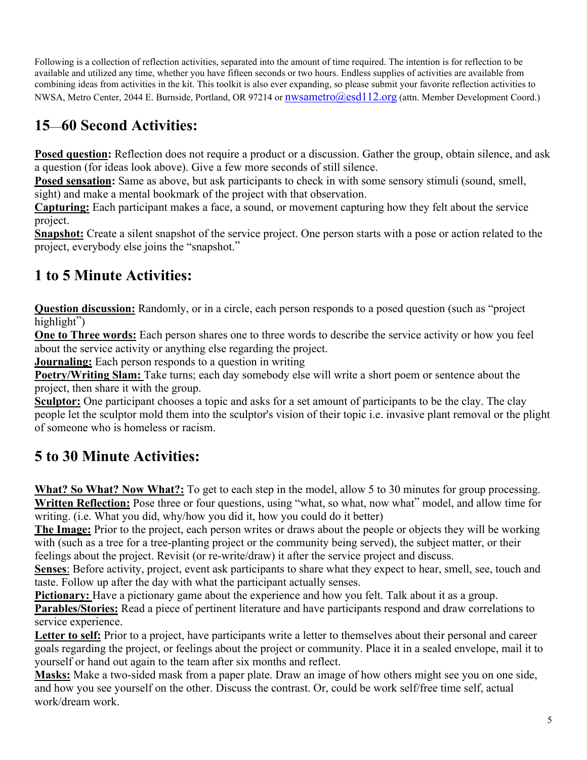Following is a collection of reflection activities, separated into the amount of time required. The intention is for reflection to be available and utilized any time, whether you have fifteen seconds or two hours. Endless supplies of activities are available from combining ideas from activities in the kit. This toolkit is also ever expanding, so please submit your favorite reflection activities to NWSA, Metro Center, 2044 E. Burnside, Portland, OR 97214 or nwsametro@esd112.org (attn. Member Development Coord.)

## 15—60 Second Activities:

**Posed question:** Reflection does not require a product or a discussion. Gather the group, obtain silence, and ask a question (for ideas look above). Give a few more seconds of still silence.
**Posed sensation:** Same as above, but ask participants to check in with some sensory stimuli (sound, smell, sight) and make a mental bookmark of the project with that observation.
**Capturing:** Each participant makes a face, a sound, or movement capturing how they felt about the service project.
**Snapshot:** Create a silent snapshot of the service project. One person starts with a pose or action related to the project, everybody else joins the "snapshot."

## 1 to 5 Minute Activities:

**Question discussion:** Randomly, or in a circle, each person responds to a posed question (such as "project highlight")
**One to Three words:** Each person shares one to three words to describe the service activity or how you feel about the service activity or anything else regarding the project.
**Journaling:** Each person responds to a question in writing
**Poetry/Writing Slam:** Take turns; each day somebody else will write a short poem or sentence about the project, then share it with the group.
**Sculptor:** One participant chooses a topic and asks for a set amount of participants to be the clay. The clay people let the sculptor mold them into the sculptor's vision of their topic i.e. invasive plant removal or the plight of someone who is homeless or racism.

## 5 to 30 Minute Activities:

**What? So What? Now What?:** To get to each step in the model, allow 5 to 30 minutes for group processing.
**Written Reflection:** Pose three or four questions, using "what, so what, now what" model, and allow time for writing. (i.e. What you did, why/how you did it, how you could do it better)
**The Image:** Prior to the project, each person writes or draws about the people or objects they will be working with (such as a tree for a tree-planting project or the community being served), the subject matter, or their feelings about the project. Revisit (or re-write/draw) it after the service project and discuss.
**Senses**: Before activity, project, event ask participants to share what they expect to hear, smell, see, touch and taste. Follow up after the day with what the participant actually senses.
**Pictionary:** Have a pictionary game about the experience and how you felt. Talk about it as a group.
**Parables/Stories:** Read a piece of pertinent literature and have participants respond and draw correlations to service experience.
**Letter to self:** Prior to a project, have participants write a letter to themselves about their personal and career goals regarding the project, or feelings about the project or community. Place it in a sealed envelope, mail it to yourself or hand out again to the team after six months and reflect.
**Masks:** Make a two-sided mask from a paper plate. Draw an image of how others might see you on one side, and how you see yourself on the other. Discuss the contrast. Or, could be work self/free time self, actual work/dream work.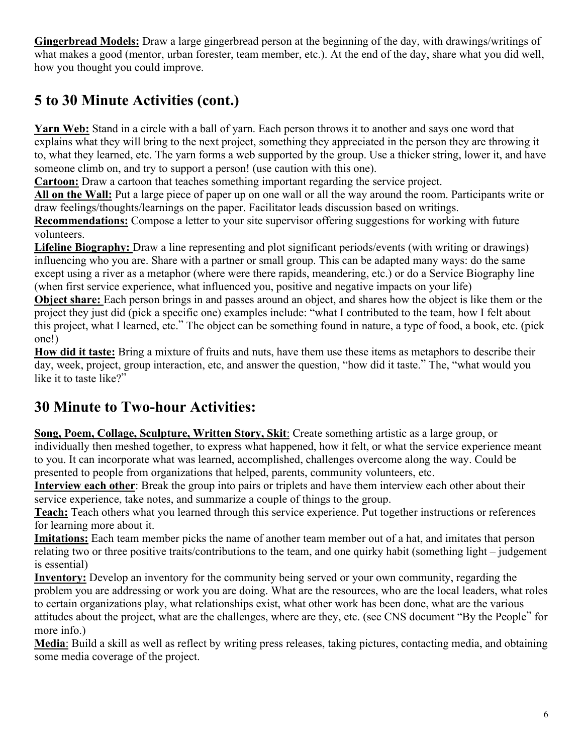**Gingerbread Models:** Draw a large gingerbread person at the beginning of the day, with drawings/writings of what makes a good (mentor, urban forester, team member, etc.). At the end of the day, share what you did well, how you thought you could improve.

## 5 to 30 Minute Activities (cont.)

**Yarn Web:** Stand in a circle with a ball of yarn. Each person throws it to another and says one word that explains what they will bring to the next project, something they appreciated in the person they are throwing it to, what they learned, etc. The yarn forms a web supported by the group. Use a thicker string, lower it, and have someone climb on, and try to support a person! (use caution with this one).

**Cartoon:** Draw a cartoon that teaches something important regarding the service project.

**All on the Wall:** Put a large piece of paper up on one wall or all the way around the room. Participants write or draw feelings/thoughts/learnings on the paper. Facilitator leads discussion based on writings.

**Recommendations:** Compose a letter to your site supervisor offering suggestions for working with future volunteers.

**Lifeline Biography:** Draw a line representing and plot significant periods/events (with writing or drawings) influencing who you are. Share with a partner or small group. This can be adapted many ways: do the same except using a river as a metaphor (where were there rapids, meandering, etc.) or do a Service Biography line (when first service experience, what influenced you, positive and negative impacts on your life)

**Object share:** Each person brings in and passes around an object, and shares how the object is like them or the project they just did (pick a specific one) examples include: "what I contributed to the team, how I felt about this project, what I learned, etc." The object can be something found in nature, a type of food, a book, etc. (pick one!)

**How did it taste:** Bring a mixture of fruits and nuts, have them use these items as metaphors to describe their day, week, project, group interaction, etc, and answer the question, "how did it taste." The, "what would you like it to taste like?"

## 30 Minute to Two-hour Activities:

**Song, Poem, Collage, Sculpture, Written Story, Skit**: Create something artistic as a large group, or individually then meshed together, to express what happened, how it felt, or what the service experience meant to you. It can incorporate what was learned, accomplished, challenges overcome along the way. Could be presented to people from organizations that helped, parents, community volunteers, etc.

**Interview each other**: Break the group into pairs or triplets and have them interview each other about their service experience, take notes, and summarize a couple of things to the group.

**Teach:** Teach others what you learned through this service experience. Put together instructions or references for learning more about it.

**Imitations:** Each team member picks the name of another team member out of a hat, and imitates that person relating two or three positive traits/contributions to the team, and one quirky habit (something light – judgement is essential)

**Inventory:** Develop an inventory for the community being served or your own community, regarding the problem you are addressing or work you are doing. What are the resources, who are the local leaders, what roles to certain organizations play, what relationships exist, what other work has been done, what are the various attitudes about the project, what are the challenges, where are they, etc. (see CNS document "By the People" for more info.)

**Media**: Build a skill as well as reflect by writing press releases, taking pictures, contacting media, and obtaining some media coverage of the project.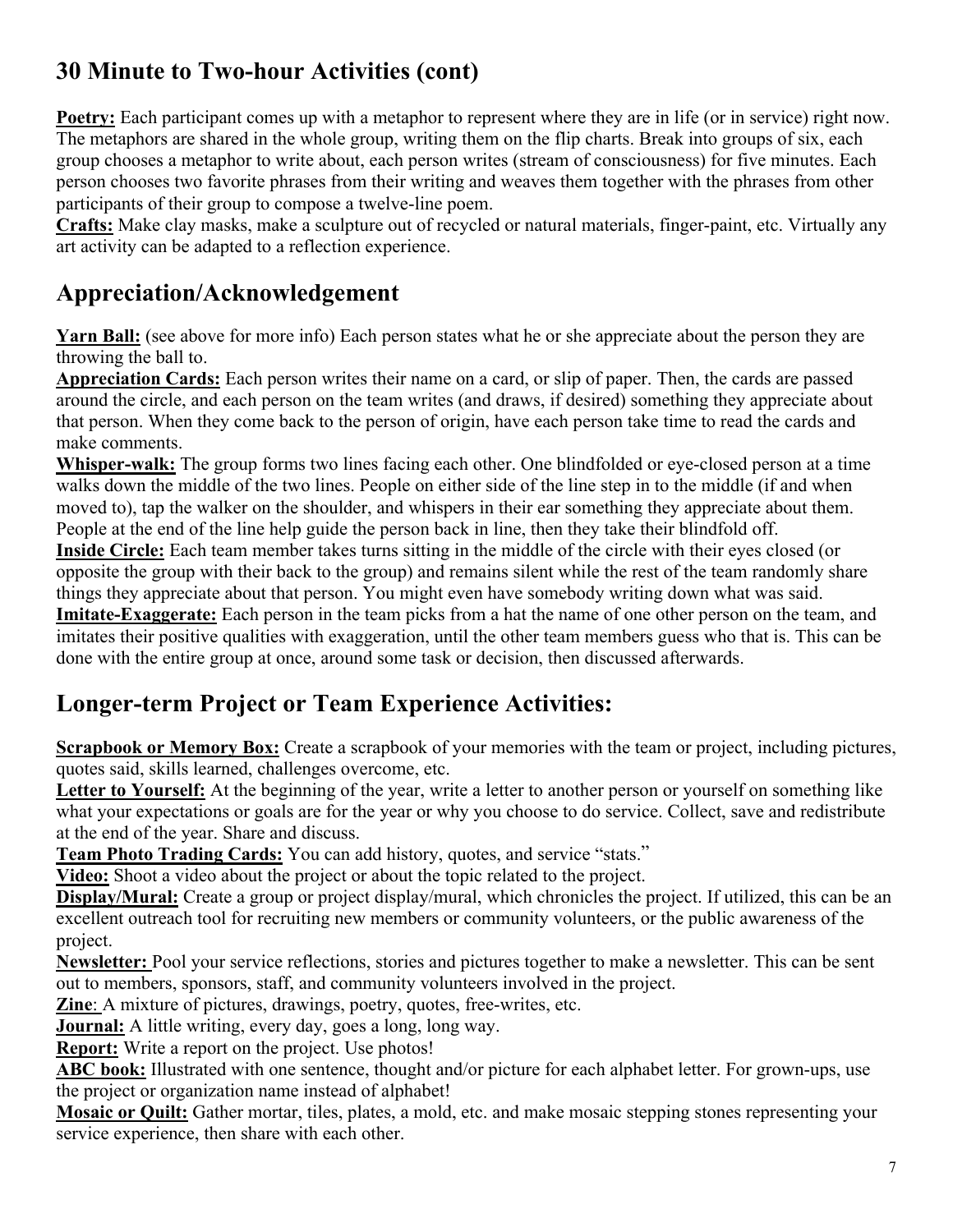## 30 Minute to Two-hour Activities (cont)

**Poetry:** Each participant comes up with a metaphor to represent where they are in life (or in service) right now. The metaphors are shared in the whole group, writing them on the flip charts. Break into groups of six, each group chooses a metaphor to write about, each person writes (stream of consciousness) for five minutes. Each person chooses two favorite phrases from their writing and weaves them together with the phrases from other participants of their group to compose a twelve-line poem.

**Crafts:** Make clay masks, make a sculpture out of recycled or natural materials, finger-paint, etc. Virtually any art activity can be adapted to a reflection experience.

## Appreciation/Acknowledgement

**Yarn Ball:** (see above for more info) Each person states what he or she appreciate about the person they are throwing the ball to.

**Appreciation Cards:** Each person writes their name on a card, or slip of paper. Then, the cards are passed around the circle, and each person on the team writes (and draws, if desired) something they appreciate about that person. When they come back to the person of origin, have each person take time to read the cards and make comments.

**Whisper-walk:** The group forms two lines facing each other. One blindfolded or eye-closed person at a time walks down the middle of the two lines. People on either side of the line step in to the middle (if and when moved to), tap the walker on the shoulder, and whispers in their ear something they appreciate about them. People at the end of the line help guide the person back in line, then they take their blindfold off.

**Inside Circle:** Each team member takes turns sitting in the middle of the circle with their eyes closed (or opposite the group with their back to the group) and remains silent while the rest of the team randomly share things they appreciate about that person. You might even have somebody writing down what was said.

**Imitate-Exaggerate:** Each person in the team picks from a hat the name of one other person on the team, and imitates their positive qualities with exaggeration, until the other team members guess who that is. This can be done with the entire group at once, around some task or decision, then discussed afterwards.

## Longer-term Project or Team Experience Activities:

**Scrapbook or Memory Box:** Create a scrapbook of your memories with the team or project, including pictures, quotes said, skills learned, challenges overcome, etc.

**Letter to Yourself:** At the beginning of the year, write a letter to another person or yourself on something like what your expectations or goals are for the year or why you choose to do service. Collect, save and redistribute at the end of the year. Share and discuss.

**Team Photo Trading Cards:** You can add history, quotes, and service "stats."

**Video:** Shoot a video about the project or about the topic related to the project.

**Display/Mural:** Create a group or project display/mural, which chronicles the project. If utilized, this can be an excellent outreach tool for recruiting new members or community volunteers, or the public awareness of the project.

**Newsletter:** Pool your service reflections, stories and pictures together to make a newsletter. This can be sent out to members, sponsors, staff, and community volunteers involved in the project.

**Zine**: A mixture of pictures, drawings, poetry, quotes, free-writes, etc.

**Journal:** A little writing, every day, goes a long, long way.

**Report:** Write a report on the project. Use photos!

**ABC book:** Illustrated with one sentence, thought and/or picture for each alphabet letter. For grown-ups, use the project or organization name instead of alphabet!

**Mosaic or Quilt:** Gather mortar, tiles, plates, a mold, etc. and make mosaic stepping stones representing your service experience, then share with each other.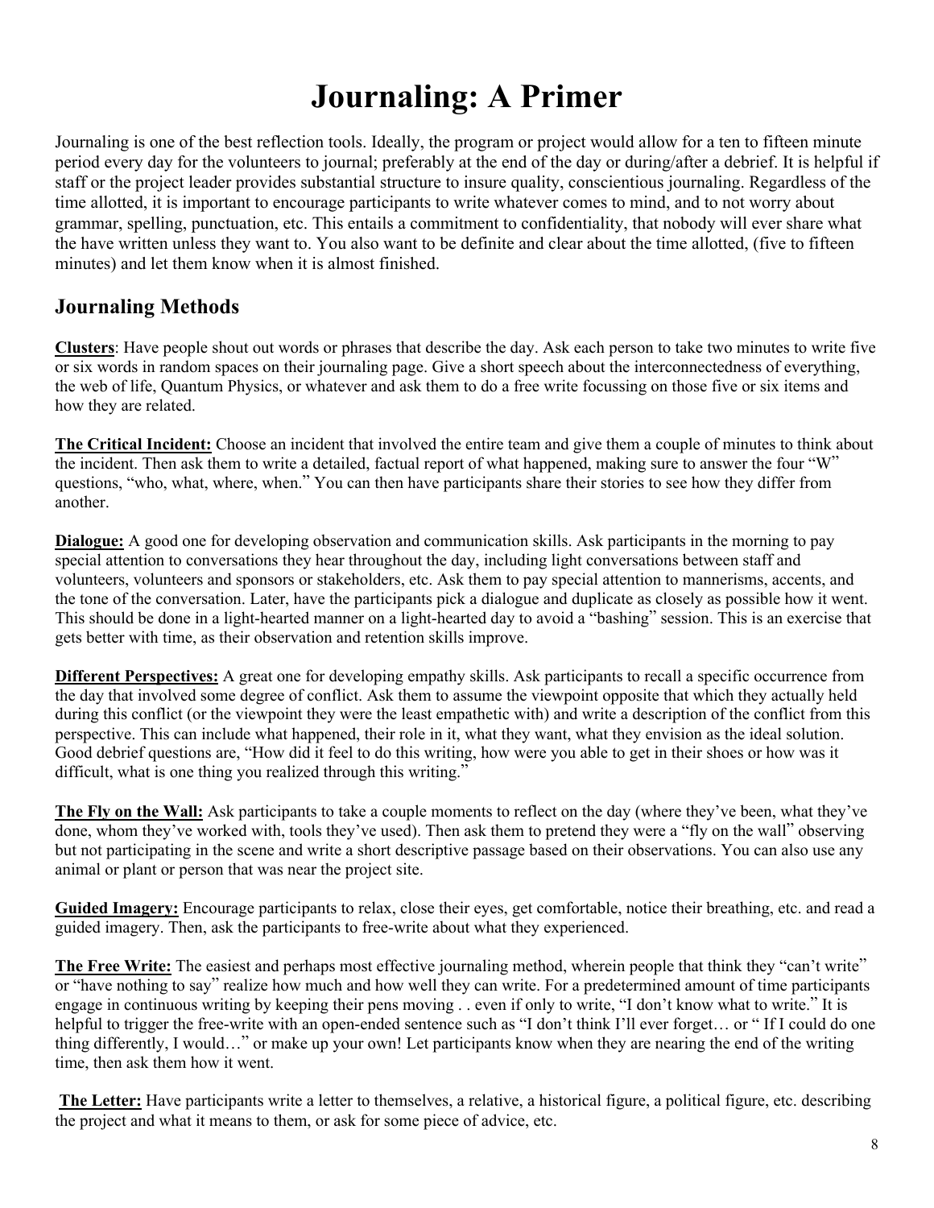# Journaling: A Primer

Journaling is one of the best reflection tools. Ideally, the program or project would allow for a ten to fifteen minute period every day for the volunteers to journal; preferably at the end of the day or during/after a debrief. It is helpful if staff or the project leader provides substantial structure to insure quality, conscientious journaling. Regardless of the time allotted, it is important to encourage participants to write whatever comes to mind, and to not worry about grammar, spelling, punctuation, etc. This entails a commitment to confidentiality, that nobody will ever share what the have written unless they want to. You also want to be definite and clear about the time allotted, (five to fifteen minutes) and let them know when it is almost finished.

## Journaling Methods

**Clusters**: Have people shout out words or phrases that describe the day. Ask each person to take two minutes to write five or six words in random spaces on their journaling page. Give a short speech about the interconnectedness of everything, the web of life, Quantum Physics, or whatever and ask them to do a free write focussing on those five or six items and how they are related.

**The Critical Incident:** Choose an incident that involved the entire team and give them a couple of minutes to think about the incident. Then ask them to write a detailed, factual report of what happened, making sure to answer the four "W" questions, "who, what, where, when." You can then have participants share their stories to see how they differ from another.

**Dialogue:** A good one for developing observation and communication skills. Ask participants in the morning to pay special attention to conversations they hear throughout the day, including light conversations between staff and volunteers, volunteers and sponsors or stakeholders, etc. Ask them to pay special attention to mannerisms, accents, and the tone of the conversation. Later, have the participants pick a dialogue and duplicate as closely as possible how it went. This should be done in a light-hearted manner on a light-hearted day to avoid a "bashing" session. This is an exercise that gets better with time, as their observation and retention skills improve.

**Different Perspectives:** A great one for developing empathy skills. Ask participants to recall a specific occurrence from the day that involved some degree of conflict. Ask them to assume the viewpoint opposite that which they actually held during this conflict (or the viewpoint they were the least empathetic with) and write a description of the conflict from this perspective. This can include what happened, their role in it, what they want, what they envision as the ideal solution. Good debrief questions are, "How did it feel to do this writing, how were you able to get in their shoes or how was it difficult, what is one thing you realized through this writing."

**The Fly on the Wall:** Ask participants to take a couple moments to reflect on the day (where they've been, what they've done, whom they've worked with, tools they've used). Then ask them to pretend they were a "fly on the wall" observing but not participating in the scene and write a short descriptive passage based on their observations. You can also use any animal or plant or person that was near the project site.

**Guided Imagery:** Encourage participants to relax, close their eyes, get comfortable, notice their breathing, etc. and read a guided imagery. Then, ask the participants to free-write about what they experienced.

**The Free Write:** The easiest and perhaps most effective journaling method, wherein people that think they "can't write" or "have nothing to say" realize how much and how well they can write. For a predetermined amount of time participants engage in continuous writing by keeping their pens moving . . even if only to write, "I don't know what to write." It is helpful to trigger the free-write with an open-ended sentence such as "I don't think I'll ever forget… or " If I could do one thing differently, I would…" or make up your own! Let participants know when they are nearing the end of the writing time, then ask them how it went.

**The Letter:** Have participants write a letter to themselves, a relative, a historical figure, a political figure, etc. describing the project and what it means to them, or ask for some piece of advice, etc.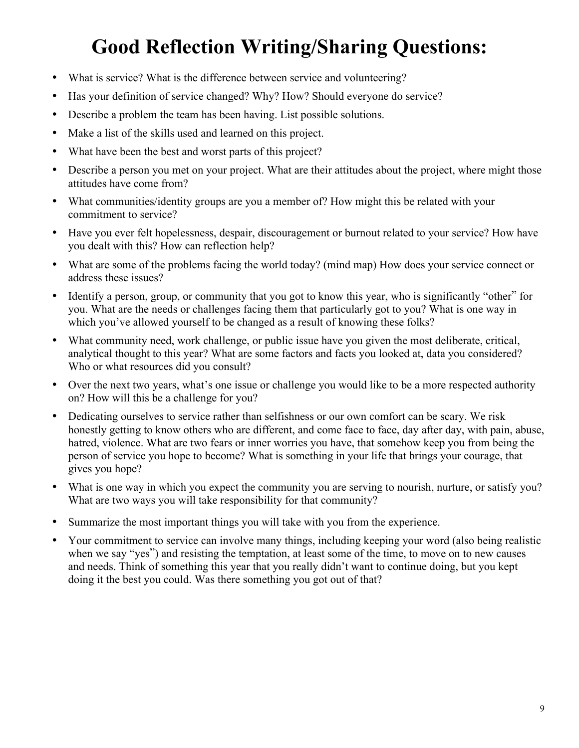# Good Reflection Writing/Sharing Questions:

- What is service? What is the difference between service and volunteering?
- Has your definition of service changed? Why? How? Should everyone do service?
- Describe a problem the team has been having. List possible solutions.
- Make a list of the skills used and learned on this project.
- What have been the best and worst parts of this project?
- Describe a person you met on your project. What are their attitudes about the project, where might those attitudes have come from?
- What communities/identity groups are you a member of? How might this be related with your commitment to service?
- Have you ever felt hopelessness, despair, discouragement or burnout related to your service? How have you dealt with this? How can reflection help?
- What are some of the problems facing the world today? (mind map) How does your service connect or address these issues?
- Identify a person, group, or community that you got to know this year, who is significantly "other" for you. What are the needs or challenges facing them that particularly got to you? What is one way in which you've allowed yourself to be changed as a result of knowing these folks?
- What community need, work challenge, or public issue have you given the most deliberate, critical, analytical thought to this year? What are some factors and facts you looked at, data you considered? Who or what resources did you consult?
- Over the next two years, what's one issue or challenge you would like to be a more respected authority on? How will this be a challenge for you?
- Dedicating ourselves to service rather than selfishness or our own comfort can be scary. We risk honestly getting to know others who are different, and come face to face, day after day, with pain, abuse, hatred, violence. What are two fears or inner worries you have, that somehow keep you from being the person of service you hope to become? What is something in your life that brings your courage, that gives you hope?
- What is one way in which you expect the community you are serving to nourish, nurture, or satisfy you? What are two ways you will take responsibility for that community?
- Summarize the most important things you will take with you from the experience.
- Your commitment to service can involve many things, including keeping your word (also being realistic when we say "yes") and resisting the temptation, at least some of the time, to move on to new causes and needs. Think of something this year that you really didn't want to continue doing, but you kept doing it the best you could. Was there something you got out of that?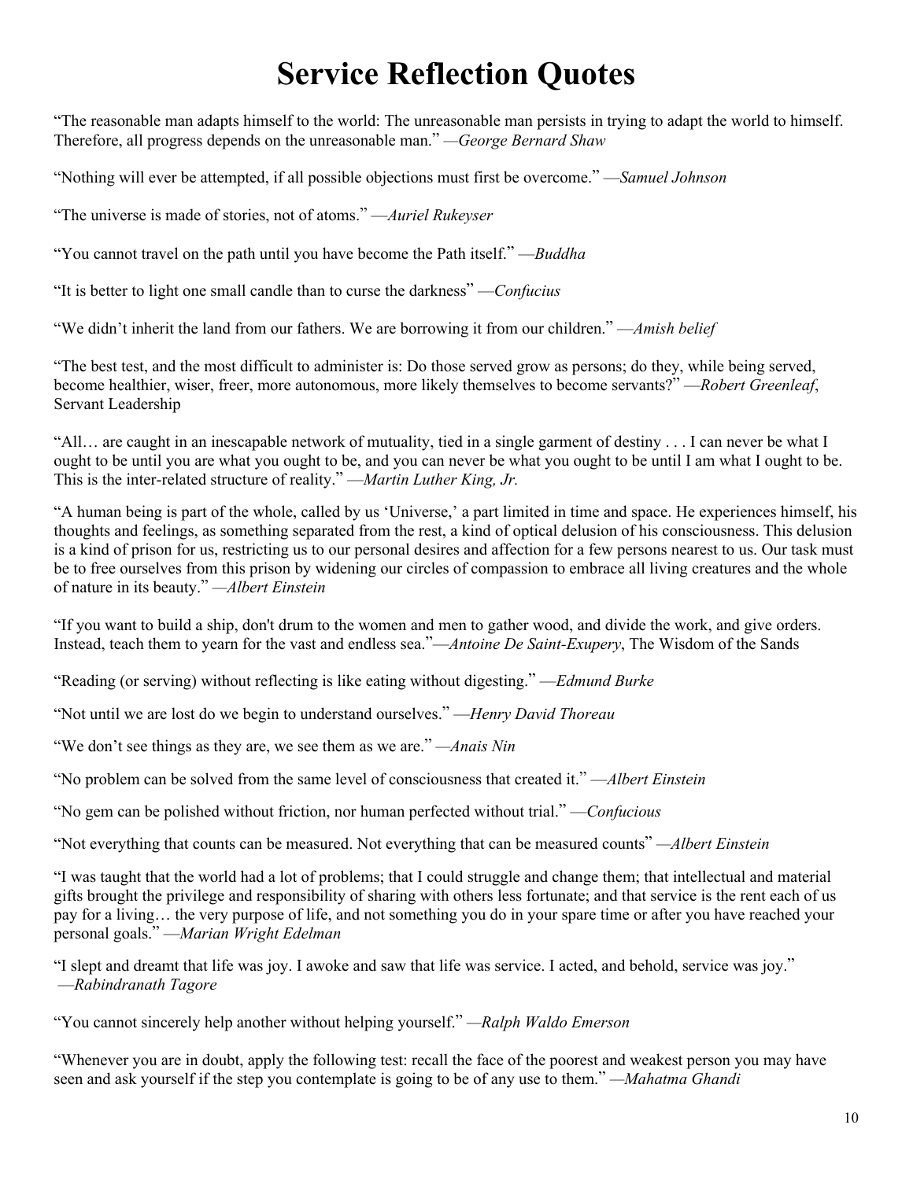# Service Reflection Quotes

"The reasonable man adapts himself to the world: The unreasonable man persists in trying to adapt the world to himself. Therefore, all progress depends on the unreasonable man." —*George Bernard Shaw*

"Nothing will ever be attempted, if all possible objections must first be overcome." —*Samuel Johnson*

"The universe is made of stories, not of atoms." —*Auriel Rukeyser*

"You cannot travel on the path until you have become the Path itself." —*Buddha*

"It is better to light one small candle than to curse the darkness" —*Confucius*

"We didn't inherit the land from our fathers. We are borrowing it from our children." —*Amish belief*

"The best test, and the most difficult to administer is: Do those served grow as persons; do they, while being served, become healthier, wiser, freer, more autonomous, more likely themselves to become servants?" —*Robert Greenleaf*, Servant Leadership

"All… are caught in an inescapable network of mutuality, tied in a single garment of destiny . . . I can never be what I ought to be until you are what you ought to be, and you can never be what you ought to be until I am what I ought to be. This is the inter-related structure of reality." —*Martin Luther King, Jr.*

"A human being is part of the whole, called by us 'Universe,' a part limited in time and space. He experiences himself, his thoughts and feelings, as something separated from the rest, a kind of optical delusion of his consciousness. This delusion is a kind of prison for us, restricting us to our personal desires and affection for a few persons nearest to us. Our task must be to free ourselves from this prison by widening our circles of compassion to embrace all living creatures and the whole of nature in its beauty." —*Albert Einstein*

"If you want to build a ship, don't drum to the women and men to gather wood, and divide the work, and give orders. Instead, teach them to yearn for the vast and endless sea."—*Antoine De Saint-Exupery*, The Wisdom of the Sands

"Reading (or serving) without reflecting is like eating without digesting." —*Edmund Burke*

"Not until we are lost do we begin to understand ourselves." —*Henry David Thoreau*

"We don't see things as they are, we see them as we are." —*Anais Nin*

"No problem can be solved from the same level of consciousness that created it." —*Albert Einstein*

"No gem can be polished without friction, nor human perfected without trial." —*Confucious*

"Not everything that counts can be measured. Not everything that can be measured counts" —*Albert Einstein*

"I was taught that the world had a lot of problems; that I could struggle and change them; that intellectual and material gifts brought the privilege and responsibility of sharing with others less fortunate; and that service is the rent each of us pay for a living… the very purpose of life, and not something you do in your spare time or after you have reached your personal goals." —*Marian Wright Edelman*

"I slept and dreamt that life was joy. I awoke and saw that life was service. I acted, and behold, service was joy." —*Rabindranath Tagore*

"You cannot sincerely help another without helping yourself." —*Ralph Waldo Emerson*

"Whenever you are in doubt, apply the following test: recall the face of the poorest and weakest person you may have seen and ask yourself if the step you contemplate is going to be of any use to them." —*Mahatma Ghandi*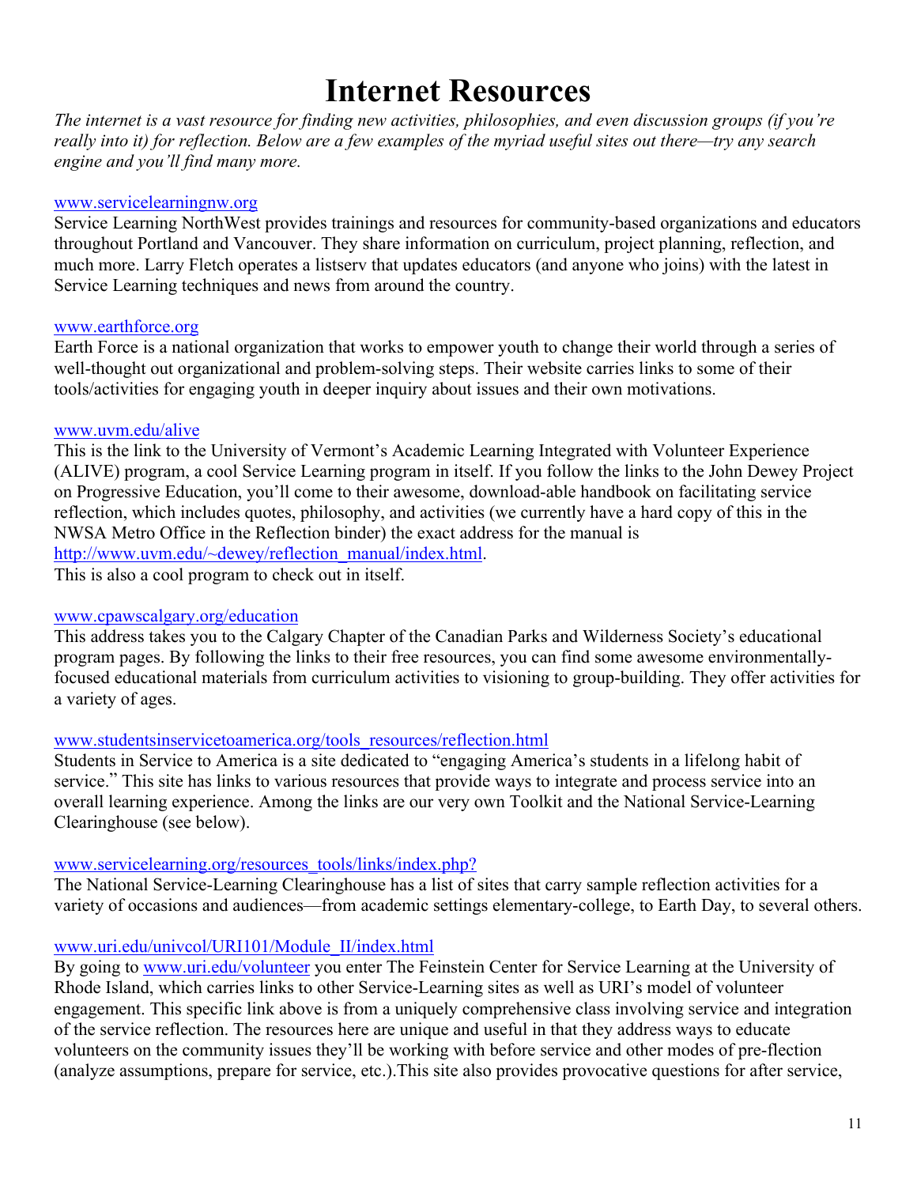# Internet Resources

*The internet is a vast resource for finding new activities, philosophies, and even discussion groups (if you're really into it) for reflection. Below are a few examples of the myriad useful sites out there—try any search engine and you'll find many more.*

www.servicelearningnw.org
Service Learning NorthWest provides trainings and resources for community-based organizations and educators throughout Portland and Vancouver. They share information on curriculum, project planning, reflection, and much more. Larry Fletch operates a listserv that updates educators (and anyone who joins) with the latest in Service Learning techniques and news from around the country.

www.earthforce.org
Earth Force is a national organization that works to empower youth to change their world through a series of well-thought out organizational and problem-solving steps. Their website carries links to some of their tools/activities for engaging youth in deeper inquiry about issues and their own motivations.

www.uvm.edu/alive
This is the link to the University of Vermont's Academic Learning Integrated with Volunteer Experience (ALIVE) program, a cool Service Learning program in itself. If you follow the links to the John Dewey Project on Progressive Education, you'll come to their awesome, download-able handbook on facilitating service reflection, which includes quotes, philosophy, and activities (we currently have a hard copy of this in the NWSA Metro Office in the Reflection binder) the exact address for the manual is http://www.uvm.edu/~dewey/reflection_manual/index.html.
This is also a cool program to check out in itself.

www.cpawscalgary.org/education
This address takes you to the Calgary Chapter of the Canadian Parks and Wilderness Society's educational program pages. By following the links to their free resources, you can find some awesome environmentally-focused educational materials from curriculum activities to visioning to group-building. They offer activities for a variety of ages.

www.studentsinservicetoamerica.org/tools_resources/reflection.html
Students in Service to America is a site dedicated to "engaging America's students in a lifelong habit of service." This site has links to various resources that provide ways to integrate and process service into an overall learning experience. Among the links are our very own Toolkit and the National Service-Learning Clearinghouse (see below).

www.servicelearning.org/resources_tools/links/index.php?
The National Service-Learning Clearinghouse has a list of sites that carry sample reflection activities for a variety of occasions and audiences—from academic settings elementary-college, to Earth Day, to several others.

www.uri.edu/univcol/URI101/Module_II/index.html
By going to www.uri.edu/volunteer you enter The Feinstein Center for Service Learning at the University of Rhode Island, which carries links to other Service-Learning sites as well as URI's model of volunteer engagement. This specific link above is from a uniquely comprehensive class involving service and integration of the service reflection. The resources here are unique and useful in that they address ways to educate volunteers on the community issues they'll be working with before service and other modes of pre-flection (analyze assumptions, prepare for service, etc.).This site also provides provocative questions for after service,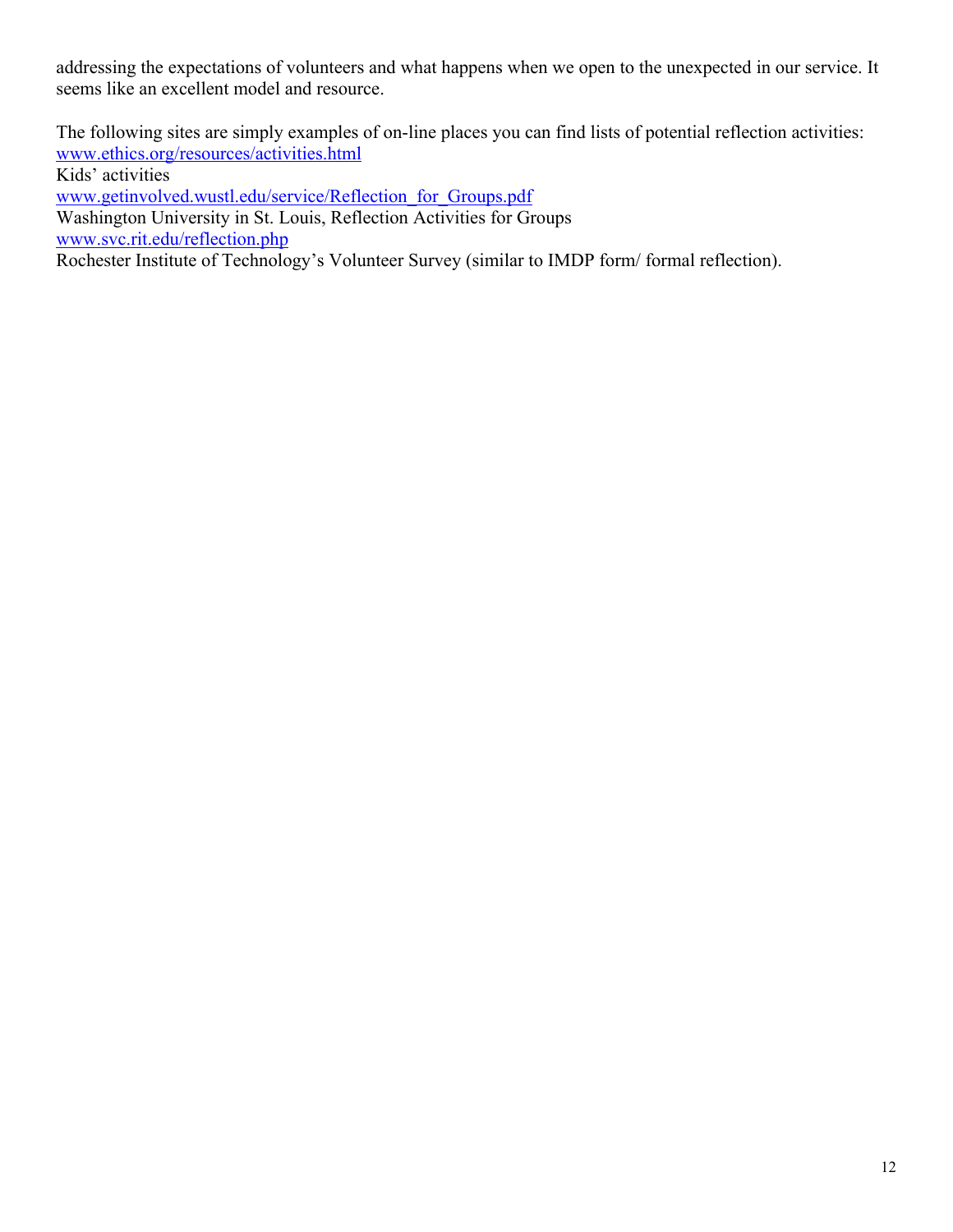addressing the expectations of volunteers and what happens when we open to the unexpected in our service. It seems like an excellent model and resource.

The following sites are simply examples of on-line places you can find lists of potential reflection activities:

www.ethics.org/resources/activities.html  
Kids' activities  
www.getinvolved.wustl.edu/service/Reflection_for_Groups.pdf  
Washington University in St. Louis, Reflection Activities for Groups  
www.svc.rit.edu/reflection.php  
Rochester Institute of Technology's Volunteer Survey (similar to IMDP form/ formal reflection).